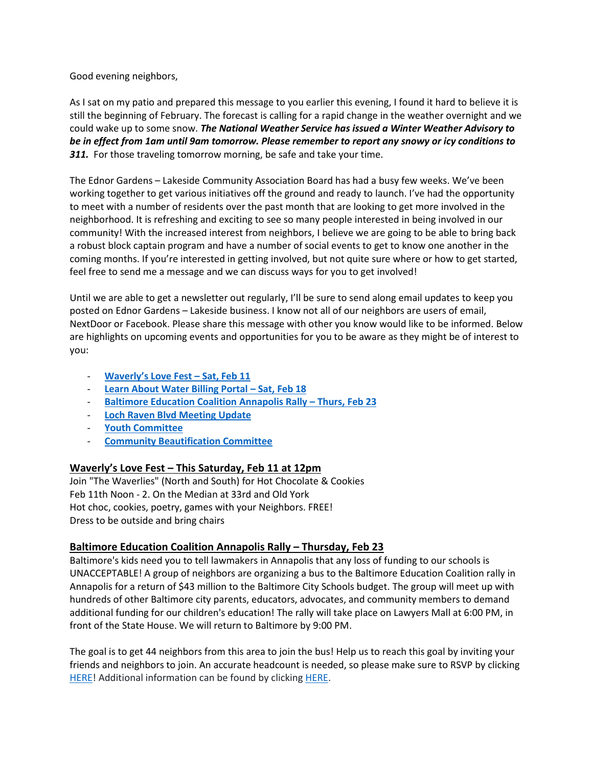Good evening neighbors,

As I sat on my patio and prepared this message to you earlier this evening, I found it hard to believe it is still the beginning of February. The forecast is calling for a rapid change in the weather overnight and we could wake up to some snow. ***The National Weather Service has issued a Winter Weather Advisory to be in effect from 1am until 9am tomorrow. Please remember to report any snowy or icy conditions to 311.*** For those traveling tomorrow morning, be safe and take your time.

The Ednor Gardens – Lakeside Community Association Board has had a busy few weeks. We've been working together to get various initiatives off the ground and ready to launch. I've had the opportunity to meet with a number of residents over the past month that are looking to get more involved in the neighborhood. It is refreshing and exciting to see so many people interested in being involved in our community! With the increased interest from neighbors, I believe we are going to be able to bring back a robust block captain program and have a number of social events to get to know one another in the coming months. If you're interested in getting involved, but not quite sure where or how to get started, feel free to send me a message and we can discuss ways for you to get involved!

Until we are able to get a newsletter out regularly, I'll be sure to send along email updates to keep you posted on Ednor Gardens – Lakeside business. I know not all of our neighbors are users of email, NextDoor or Facebook. Please share this message with other you know would like to be informed. Below are highlights on upcoming events and opportunities for you to be aware as they might be of interest to you:

- **Waverly's Love Fest – Sat, Feb 11**
- **Learn About Water Billing Portal – Sat, Feb 18**
- **Baltimore Education Coalition Annapolis Rally – Thurs, Feb 23**
- **Loch Raven Blvd Meeting Update**
- **Youth Committee**
- **Community Beautification Committee**

## Waverly's Love Fest – This Saturday, Feb 11 at 12pm

Join "The Waverlies" (North and South) for Hot Chocolate & Cookies
Feb 11th Noon - 2. On the Median at 33rd and Old York
Hot choc, cookies, poetry, games with your Neighbors. FREE!
Dress to be outside and bring chairs

## Baltimore Education Coalition Annapolis Rally – Thursday, Feb 23

Baltimore's kids need you to tell lawmakers in Annapolis that any loss of funding to our schools is UNACCEPTABLE! A group of neighbors are organizing a bus to the Baltimore Education Coalition rally in Annapolis for a return of $43 million to the Baltimore City Schools budget. The group will meet up with hundreds of other Baltimore city parents, educators, advocates, and community members to demand additional funding for our children's education! The rally will take place on Lawyers Mall at 6:00 PM, in front of the State House. We will return to Baltimore by 9:00 PM.

The goal is to get 44 neighbors from this area to join the bus! Help us to reach this goal by inviting your friends and neighbors to join. An accurate headcount is needed, so please make sure to RSVP by clicking HERE! Additional information can be found by clicking HERE.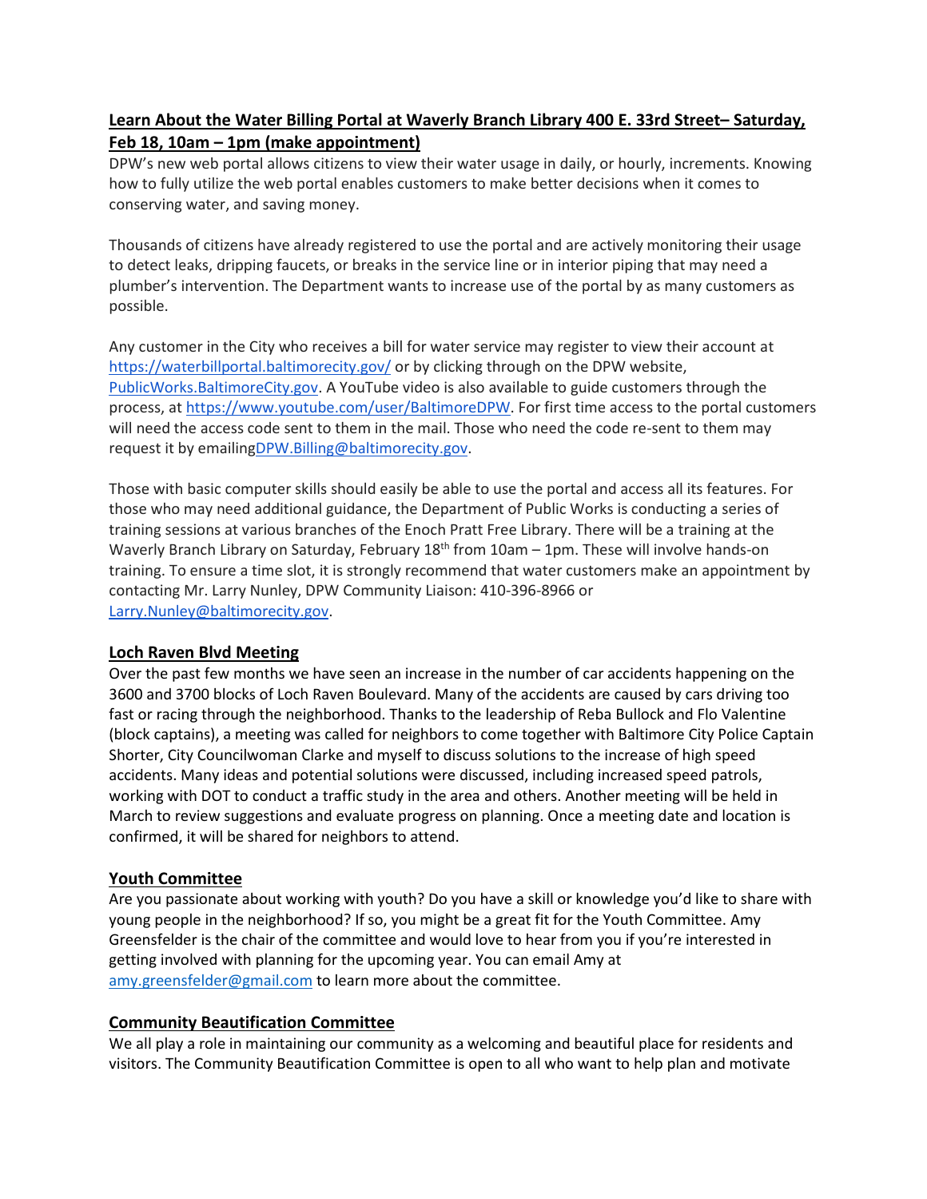**Learn About the Water Billing Portal at Waverly Branch Library 400 E. 33rd Street– Saturday, Feb 18, 10am – 1pm (make appointment)**

DPW's new web portal allows citizens to view their water usage in daily, or hourly, increments. Knowing how to fully utilize the web portal enables customers to make better decisions when it comes to conserving water, and saving money.

Thousands of citizens have already registered to use the portal and are actively monitoring their usage to detect leaks, dripping faucets, or breaks in the service line or in interior piping that may need a plumber's intervention. The Department wants to increase use of the portal by as many customers as possible.

Any customer in the City who receives a bill for water service may register to view their account at https://waterbillportal.baltimorecity.gov/ or by clicking through on the DPW website, PublicWorks.BaltimoreCity.gov. A YouTube video is also available to guide customers through the process, at https://www.youtube.com/user/BaltimoreDPW. For first time access to the portal customers will need the access code sent to them in the mail. Those who need the code re-sent to them may request it by emailingDPW.Billing@baltimorecity.gov.

Those with basic computer skills should easily be able to use the portal and access all its features. For those who may need additional guidance, the Department of Public Works is conducting a series of training sessions at various branches of the Enoch Pratt Free Library. There will be a training at the Waverly Branch Library on Saturday, February 18th from 10am – 1pm. These will involve hands-on training. To ensure a time slot, it is strongly recommend that water customers make an appointment by contacting Mr. Larry Nunley, DPW Community Liaison: 410-396-8966 or Larry.Nunley@baltimorecity.gov.

**Loch Raven Blvd Meeting**

Over the past few months we have seen an increase in the number of car accidents happening on the 3600 and 3700 blocks of Loch Raven Boulevard. Many of the accidents are caused by cars driving too fast or racing through the neighborhood. Thanks to the leadership of Reba Bullock and Flo Valentine (block captains), a meeting was called for neighbors to come together with Baltimore City Police Captain Shorter, City Councilwoman Clarke and myself to discuss solutions to the increase of high speed accidents. Many ideas and potential solutions were discussed, including increased speed patrols, working with DOT to conduct a traffic study in the area and others. Another meeting will be held in March to review suggestions and evaluate progress on planning. Once a meeting date and location is confirmed, it will be shared for neighbors to attend.

**Youth Committee**

Are you passionate about working with youth? Do you have a skill or knowledge you'd like to share with young people in the neighborhood? If so, you might be a great fit for the Youth Committee. Amy Greensfelder is the chair of the committee and would love to hear from you if you're interested in getting involved with planning for the upcoming year. You can email Amy at amy.greensfelder@gmail.com to learn more about the committee.

**Community Beautification Committee**

We all play a role in maintaining our community as a welcoming and beautiful place for residents and visitors. The Community Beautification Committee is open to all who want to help plan and motivate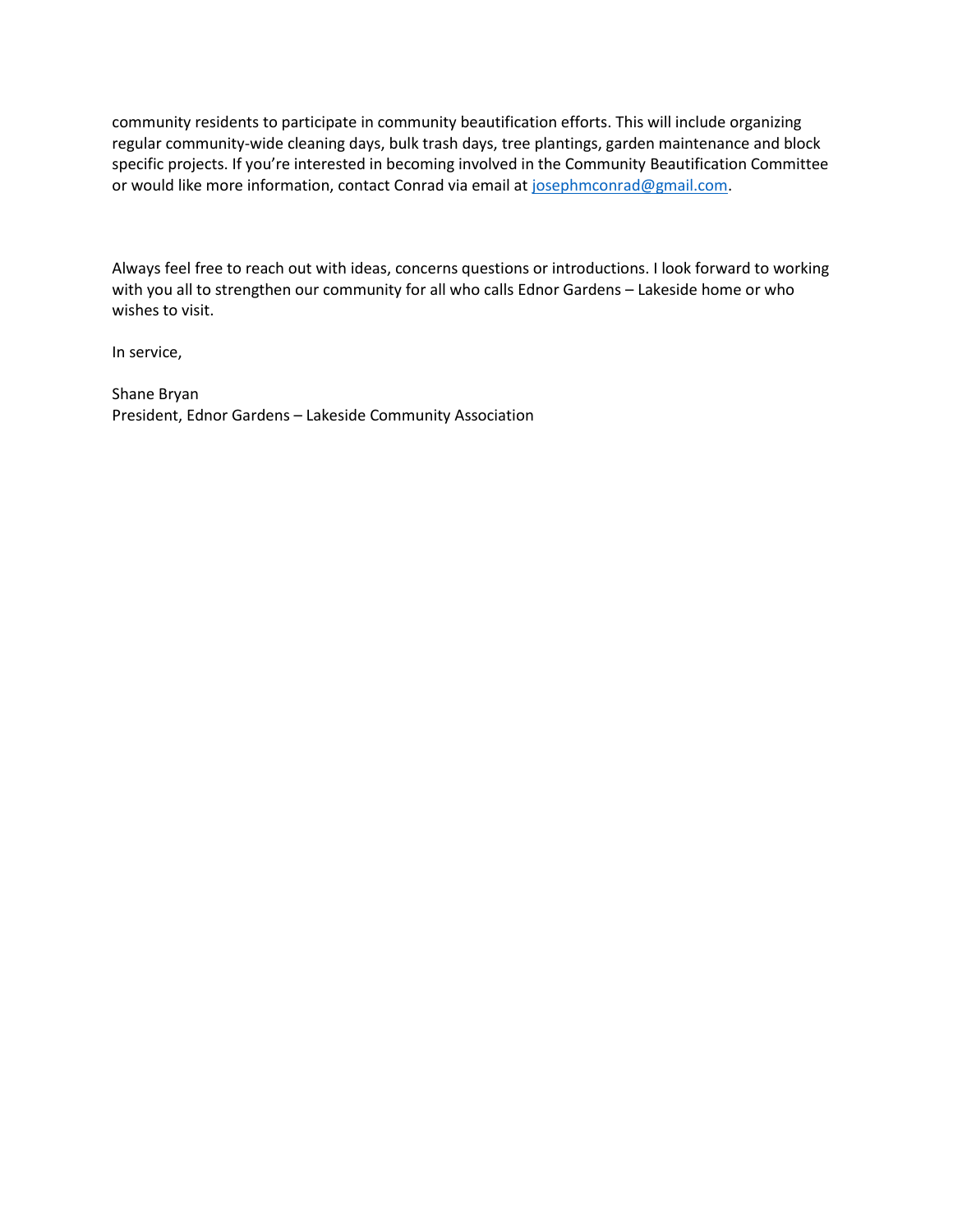community residents to participate in community beautification efforts. This will include organizing regular community-wide cleaning days, bulk trash days, tree plantings, garden maintenance and block specific projects. If you're interested in becoming involved in the Community Beautification Committee or would like more information, contact Conrad via email at josephmconrad@gmail.com.

Always feel free to reach out with ideas, concerns questions or introductions. I look forward to working with you all to strengthen our community for all who calls Ednor Gardens – Lakeside home or who wishes to visit.

In service,

Shane Bryan
President, Ednor Gardens – Lakeside Community Association